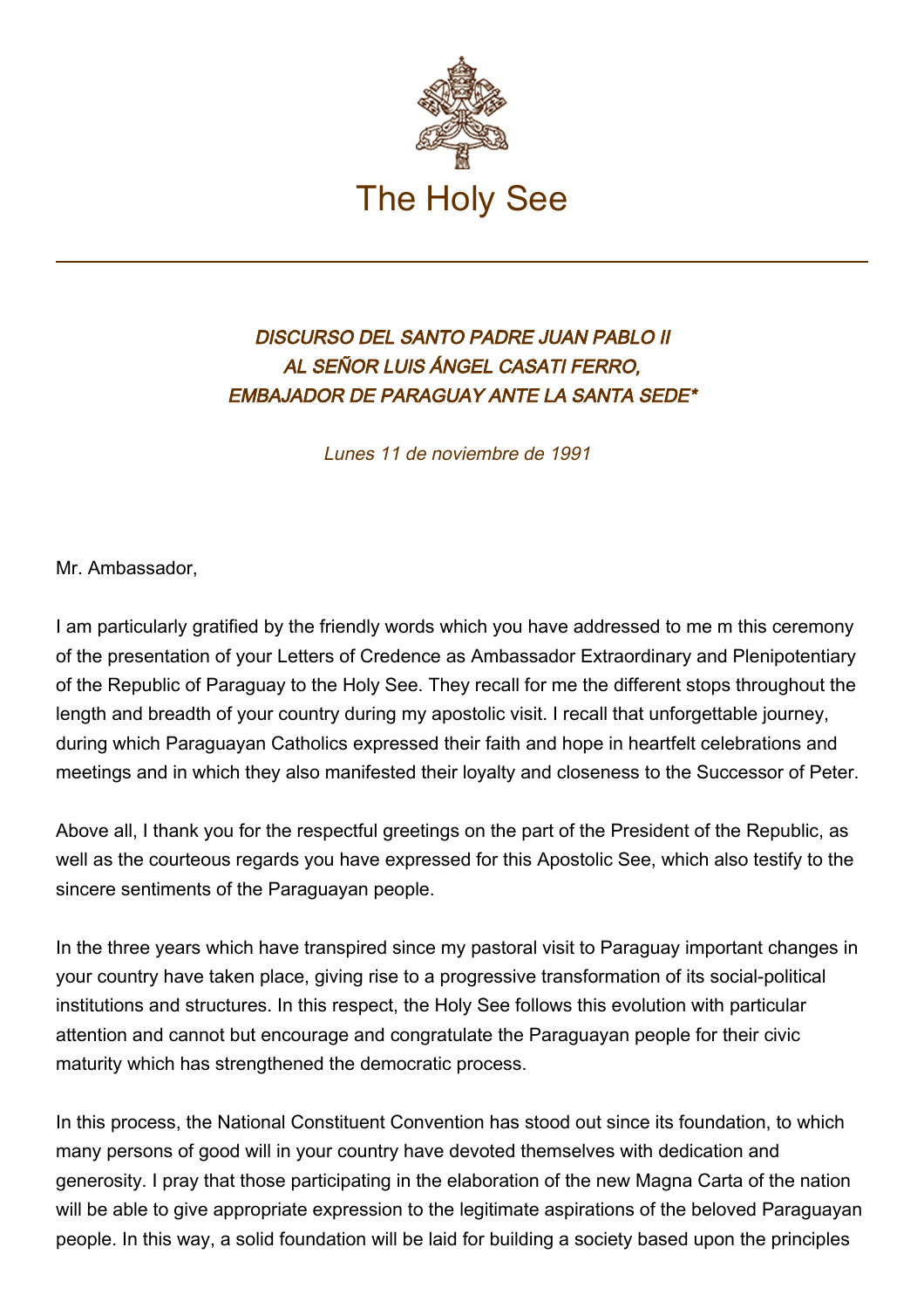# The Holy See

### *DISCURSO DEL SANTO PADRE JUAN PABLO II AL SEÑOR LUIS ÁNGEL CASATI FERRO, EMBAJADOR DE PARAGUAY ANTE LA SANTA SEDE**

*Lunes 11 de noviembre de 1991*

Mr. Ambassador,

I am particularly gratified by the friendly words which you have addressed to me m this ceremony of the presentation of your Letters of Credence as Ambassador Extraordinary and Plenipotentiary of the Republic of Paraguay to the Holy See. They recall for me the different stops throughout the length and breadth of your country during my apostolic visit. I recall that unforgettable journey, during which Paraguayan Catholics expressed their faith and hope in heartfelt celebrations and meetings and in which they also manifested their loyalty and closeness to the Successor of Peter.

Above all, I thank you for the respectful greetings on the part of the President of the Republic, as well as the courteous regards you have expressed for this Apostolic See, which also testify to the sincere sentiments of the Paraguayan people.

In the three years which have transpired since my pastoral visit to Paraguay important changes in your country have taken place, giving rise to a progressive transformation of its social-political institutions and structures. In this respect, the Holy See follows this evolution with particular attention and cannot but encourage and congratulate the Paraguayan people for their civic maturity which has strengthened the democratic process.

In this process, the National Constituent Convention has stood out since its foundation, to which many persons of good will in your country have devoted themselves with dedication and generosity. I pray that those participating in the elaboration of the new Magna Carta of the nation will be able to give appropriate expression to the legitimate aspirations of the beloved Paraguayan people. In this way, a solid foundation will be laid for building a society based upon the principles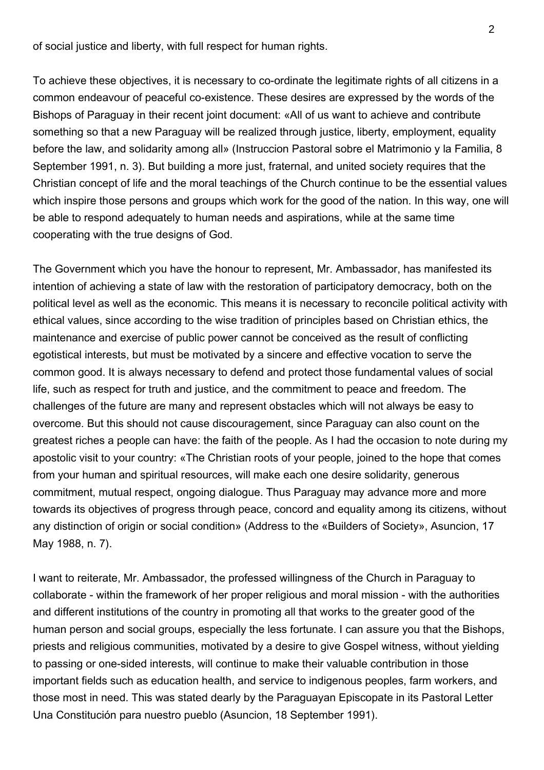of social justice and liberty, with full respect for human rights.

To achieve these objectives, it is necessary to co-ordinate the legitimate rights of all citizens in a common endeavour of peaceful co-existence. These desires are expressed by the words of the Bishops of Paraguay in their recent joint document: «All of us want to achieve and contribute something so that a new Paraguay will be realized through justice, liberty, employment, equality before the law, and solidarity among all» (Instruccion Pastoral sobre el Matrimonio y la Familia, 8 September 1991, n. 3). But building a more just, fraternal, and united society requires that the Christian concept of life and the moral teachings of the Church continue to be the essential values which inspire those persons and groups which work for the good of the nation. In this way, one will be able to respond adequately to human needs and aspirations, while at the same time cooperating with the true designs of God.

The Government which you have the honour to represent, Mr. Ambassador, has manifested its intention of achieving a state of law with the restoration of participatory democracy, both on the political level as well as the economic. This means it is necessary to reconcile political activity with ethical values, since according to the wise tradition of principles based on Christian ethics, the maintenance and exercise of public power cannot be conceived as the result of conflicting egotistical interests, but must be motivated by a sincere and effective vocation to serve the common good. It is always necessary to defend and protect those fundamental values of social life, such as respect for truth and justice, and the commitment to peace and freedom. The challenges of the future are many and represent obstacles which will not always be easy to overcome. But this should not cause discouragement, since Paraguay can also count on the greatest riches a people can have: the faith of the people. As I had the occasion to note during my apostolic visit to your country: «The Christian roots of your people, joined to the hope that comes from your human and spiritual resources, will make each one desire solidarity, generous commitment, mutual respect, ongoing dialogue. Thus Paraguay may advance more and more towards its objectives of progress through peace, concord and equality among its citizens, without any distinction of origin or social condition» (Address to the «Builders of Society», Asuncion, 17 May 1988, n. 7).

I want to reiterate, Mr. Ambassador, the professed willingness of the Church in Paraguay to collaborate - within the framework of her proper religious and moral mission - with the authorities and different institutions of the country in promoting all that works to the greater good of the human person and social groups, especially the less fortunate. I can assure you that the Bishops, priests and religious communities, motivated by a desire to give Gospel witness, without yielding to passing or one-sided interests, will continue to make their valuable contribution in those important fields such as education health, and service to indigenous peoples, farm workers, and those most in need. This was stated dearly by the Paraguayan Episcopate in its Pastoral Letter Una Constitución para nuestro pueblo (Asuncion, 18 September 1991).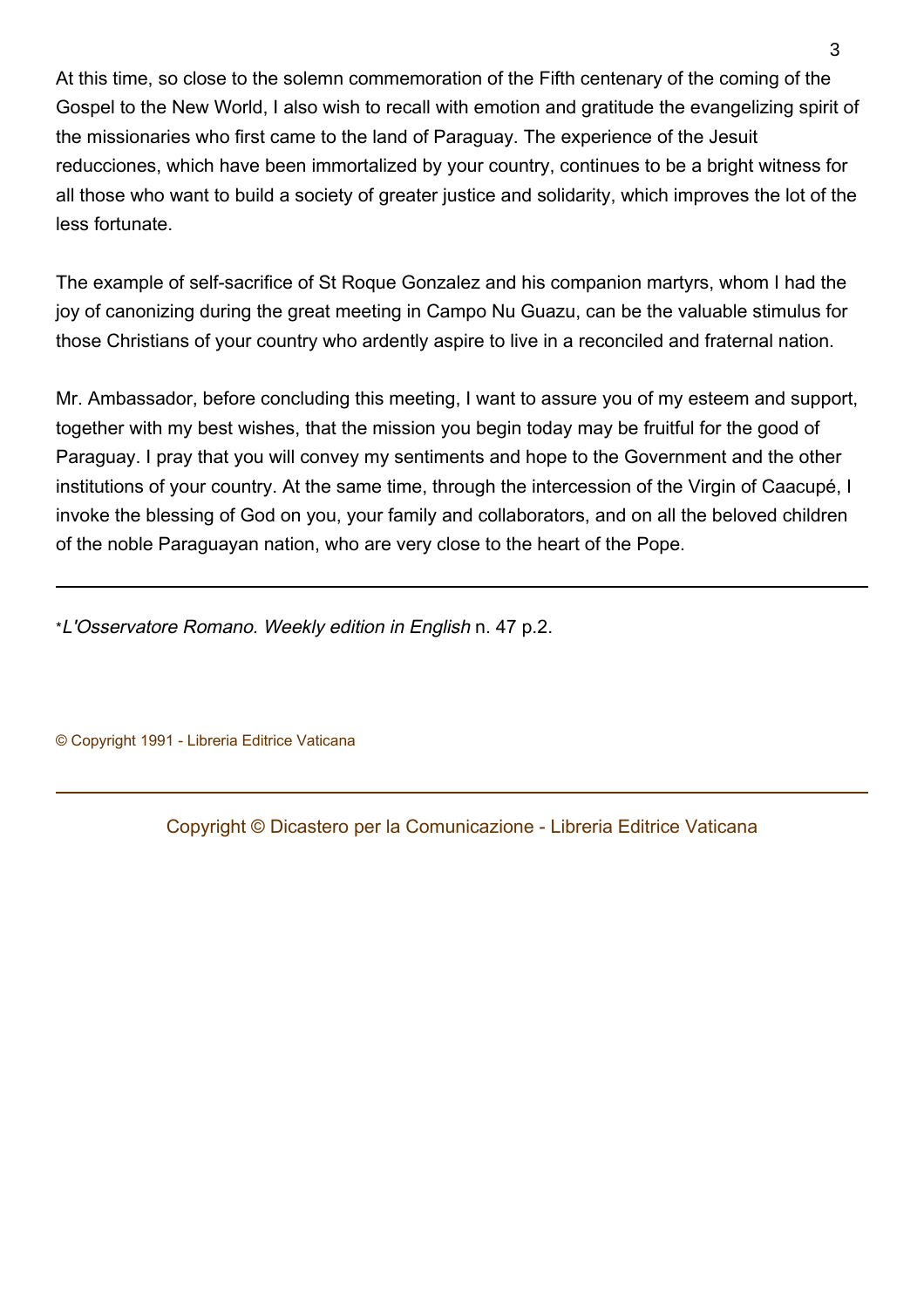At this time, so close to the solemn commemoration of the Fifth centenary of the coming of the Gospel to the New World, I also wish to recall with emotion and gratitude the evangelizing spirit of the missionaries who first came to the land of Paraguay. The experience of the Jesuit reducciones, which have been immortalized by your country, continues to be a bright witness for all those who want to build a society of greater justice and solidarity, which improves the lot of the less fortunate.

The example of self-sacrifice of St Roque Gonzalez and his companion martyrs, whom I had the joy of canonizing during the great meeting in Campo Nu Guazu, can be the valuable stimulus for those Christians of your country who ardently aspire to live in a reconciled and fraternal nation.

Mr. Ambassador, before concluding this meeting, I want to assure you of my esteem and support, together with my best wishes, that the mission you begin today may be fruitful for the good of Paraguay. I pray that you will convey my sentiments and hope to the Government and the other institutions of your country. At the same time, through the intercession of the Virgin of Caacupé, I invoke the blessing of God on you, your family and collaborators, and on all the beloved children of the noble Paraguayan nation, who are very close to the heart of the Pope.

---

*\*L'Osservatore Romano. Weekly edition in English* n. 47 p.2.

© Copyright 1991 - Libreria Editrice Vaticana

---

Copyright © Dicastero per la Comunicazione - Libreria Editrice Vaticana